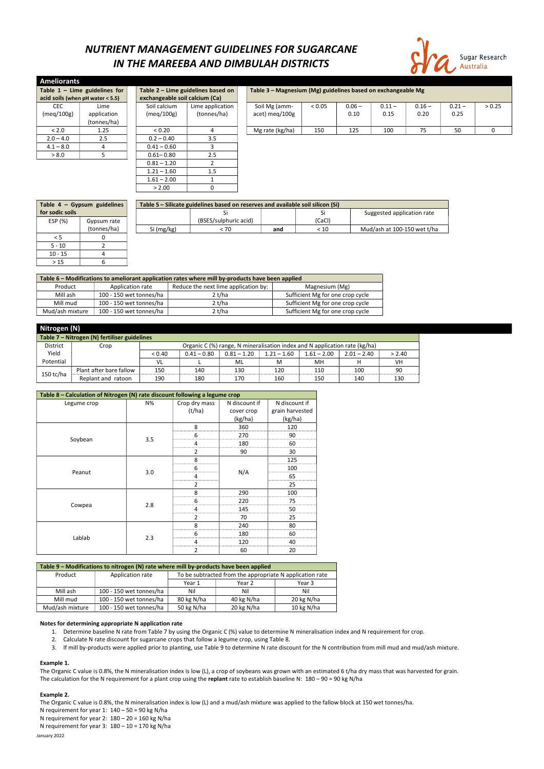# NUTRIENT MANAGEMENT GUIDELINES FOR SUGARCANE IN THE MAREEBA AND DIMBULAH DISTRICTS

Sugar Research Australia

## Ameliorants

**Table 1 – Lime guidelines for acid soils (when pH water < 5.5)**

| CEC (meq/100g) | Lime application (tonnes/ha) |
|---|---|
| < 2.0 | 1.25 |
| 2.0 – 4.0 | 2.5 |
| 4.1 – 8.0 | 4 |
| > 8.0 | 5 |

**Table 2 – Lime guidelines based on exchangeable soil calcium (Ca)**

| Soil calcium (meq/100g) | Lime application (tonnes/ha) |
|---|---|
| < 0.20 | 4 |
| 0.2 – 0.40 | 3.5 |
| 0.41 – 0.60 | 3 |
| 0.61– 0.80 | 2.5 |
| 0.81 – 1.20 | 2 |
| 1.21 – 1.60 | 1.5 |
| 1.61 – 2.00 | 1 |
| > 2.00 | 0 |

**Table 3 – Magnesium (Mg) guidelines based on exchangeable Mg**

| Soil Mg (amm-acet) meq/100g | < 0.05 | 0.06 – 0.10 | 0.11 – 0.15 | 0.16 – 0.20 | 0.21 – 0.25 | > 0.25 |
|---|---|---|---|---|---|---|
| Mg rate (kg/ha) | 150 | 125 | 100 | 75 | 50 | 0 |

**Table 4 – Gypsum guidelines for sodic soils**

| ESP (%) | Gypsum rate (tonnes/ha) |
|---|---|
| < 5 | 0 |
| 5 - 10 | 2 |
| 10 - 15 | 4 |
| > 15 | 6 |

**Table 5 – Silicate guidelines based on reserves and available soil silicon (Si)**

| | Si (BSES/sulphuric acid) | | Si (CaCl) | Suggested application rate |
|---|---|---|---|---|
| Si (mg/kg) | < 70 | **and** | < 10 | Mud/ash at 100-150 wet t/ha |

**Table 6 – Modifications to ameliorant application rates where mill by-products have been applied**

| Product | Application rate | Reduce the next lime application by: | Magnesium (Mg) |
|---|---|---|---|
| Mill ash | 100 - 150 wet tonnes/ha | 2 t/ha | Sufficient Mg for one crop cycle |
| Mill mud | 100 - 150 wet tonnes/ha | 2 t/ha | Sufficient Mg for one crop cycle |
| Mud/ash mixture | 100 - 150 wet tonnes/ha | 2 t/ha | Sufficient Mg for one crop cycle |

## Nitrogen (N)

**Table 7 – Nitrogen (N) fertiliser guidelines**

| District Yield Potential | Crop | Organic C (%) range, N mineralisation index and N application rate (kg/ha) | | | | | | |
|---|---|---|---|---|---|---|---|---|
| | | < 0.40 | 0.41 – 0.80 | 0.81 – 1.20 | 1.21 – 1.60 | 1.61 – 2.00 | 2.01 – 2.40 | > 2.40 |
| | | VL | L | ML | M | MH | H | VH |
| 150 tc/ha | Plant after bare fallow | 150 | 140 | 130 | 120 | 110 | 100 | 90 |
| | Replant and ratoon | 190 | 180 | 170 | 160 | 150 | 140 | 130 |

**Table 8 – Calculation of Nitrogen (N) rate discount following a legume crop**

| Legume crop | N% | Crop dry mass (t/ha) | N discount if cover crop (kg/ha) | N discount if grain harvested (kg/ha) |
|---|---|---|---|---|
| Soybean | 3.5 | 8 | 360 | 120 |
| | | 6 | 270 | 90 |
| | | 4 | 180 | 60 |
| | | 2 | 90 | 30 |
| Peanut | 3.0 | 8 | N/A | 125 |
| | | 6 | | 100 |
| | | 4 | | 65 |
| | | 2 | | 25 |
| Cowpea | 2.8 | 8 | 290 | 100 |
| | | 6 | 220 | 75 |
| | | 4 | 145 | 50 |
| | | 2 | 70 | 25 |
| Lablab | 2.3 | 8 | 240 | 80 |
| | | 6 | 180 | 60 |
| | | 4 | 120 | 40 |
| | | 2 | 60 | 20 |

**Table 9 – Modifications to nitrogen (N) rate where mill by-products have been applied**

| Product | Application rate | To be subtracted from the appropriate N application rate | | |
|---|---|---|---|---|
| | | Year 1 | Year 2 | Year 3 |
| Mill ash | 100 - 150 wet tonnes/ha | Nil | Nil | Nil |
| Mill mud | 100 - 150 wet tonnes/ha | 80 kg N/ha | 40 kg N/ha | 20 kg N/ha |
| Mud/ash mixture | 100 - 150 wet tonnes/ha | 50 kg N/ha | 20 kg N/ha | 10 kg N/ha |

**Notes for determining appropriate N application rate**

1. Determine baseline N rate from Table 7 by using the Organic C (%) value to determine N mineralisation index and N requirement for crop.
2. Calculate N rate discount for sugarcane crops that follow a legume crop, using Table 8.
3. If mill by-products were applied prior to planting, use Table 9 to determine N rate discount for the N contribution from mill mud and mud/ash mixture.

**Example 1.**

The Organic C value is 0.8%, the N mineralisation index is low (L), a crop of soybeans was grown with an estimated 6 t/ha dry mass that was harvested for grain. The calculation for the N requirement for a plant crop using the **replant** rate to establish baseline N: 180 – 90 = 90 kg N/ha

**Example 2.**

The Organic C value is 0.8%, the N mineralisation index is low (L) and a mud/ash mixture was applied to the fallow block at 150 wet tonnes/ha.
N requirement for year 1: 140 – 50 = 90 kg N/ha
N requirement for year 2: 180 – 20 = 160 kg N/ha
N requirement for year 3: 180 – 10 = 170 kg N/ha

January 2022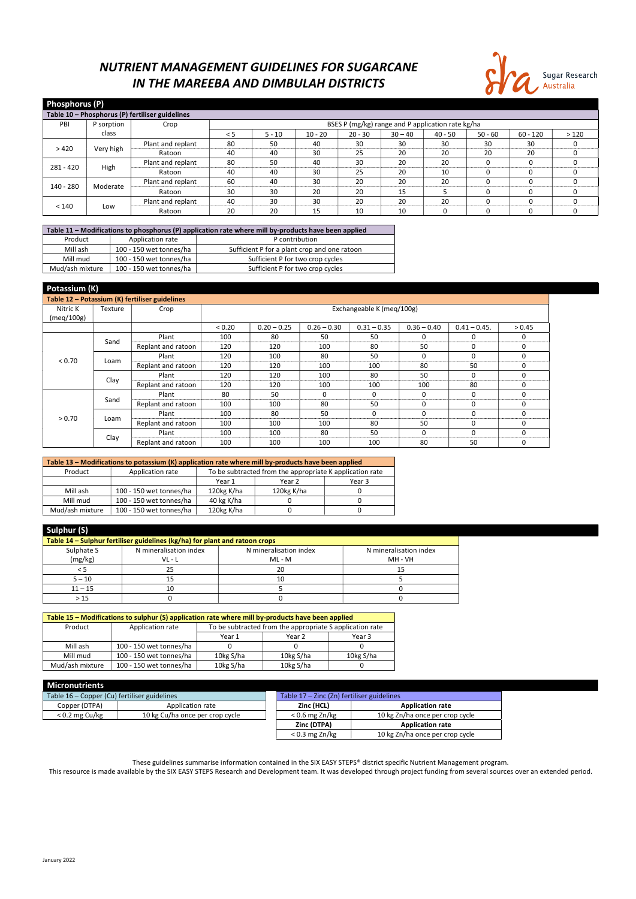# *NUTRIENT MANAGEMENT GUIDELINES FOR SUGARCANE IN THE MAREEBA AND DIMBULAH DISTRICTS*

Sugar Research Australia

## Phosphorus (P)

**Table 10 – Phosphorus (P) fertiliser guidelines**

| PBI | P sorption class | Crop | BSES P (mg/kg) range and P application rate kg/ha | | | | | | | | |
|---|---|---|---|---|---|---|---|---|---|---|---|
| | | | < 5 | 5 - 10 | 10 - 20 | 20 - 30 | 30 – 40 | 40 - 50 | 50 - 60 | 60 - 120 | > 120 |
| > 420 | Very high | Plant and replant | 80 | 50 | 40 | 30 | 30 | 30 | 30 | 30 | 0 |
| | | Ratoon | 40 | 40 | 30 | 25 | 20 | 20 | 20 | 20 | 0 |
| 281 - 420 | High | Plant and replant | 80 | 50 | 40 | 30 | 20 | 20 | 0 | 0 | 0 |
| | | Ratoon | 40 | 40 | 30 | 25 | 20 | 10 | 0 | 0 | 0 |
| 140 - 280 | Moderate | Plant and replant | 60 | 40 | 30 | 20 | 20 | 20 | 0 | 0 | 0 |
| | | Ratoon | 30 | 30 | 20 | 20 | 15 | 5 | 0 | 0 | 0 |
| < 140 | Low | Plant and replant | 40 | 30 | 30 | 20 | 20 | 20 | 0 | 0 | 0 |
| | | Ratoon | 20 | 20 | 15 | 10 | 10 | 0 | 0 | 0 | 0 |

**Table 11 – Modifications to phosphorus (P) application rate where mill by-products have been applied**

| Product | Application rate | P contribution |
|---|---|---|
| Mill ash | 100 - 150 wet tonnes/ha | Sufficient P for a plant crop and one ratoon |
| Mill mud | 100 - 150 wet tonnes/ha | Sufficient P for two crop cycles |
| Mud/ash mixture | 100 - 150 wet tonnes/ha | Sufficient P for two crop cycles |

## Potassium (K)

**Table 12 – Potassium (K) fertiliser guidelines**

| Nitric K (meq/100g) | Texture | Crop | Exchangeable K (meq/100g) | | | | | | |
|---|---|---|---|---|---|---|---|---|---|
| | | | < 0.20 | 0.20 – 0.25 | 0.26 – 0.30 | 0.31 – 0.35 | 0.36 – 0.40 | 0.41 – 0.45. | > 0.45 |
| < 0.70 | Sand | Plant | 100 | 80 | 50 | 50 | 0 | 0 | 0 |
| | | Replant and ratoon | 120 | 120 | 100 | 80 | 50 | 0 | 0 |
| | Loam | Plant | 120 | 100 | 80 | 50 | 0 | 0 | 0 |
| | | Replant and ratoon | 120 | 120 | 100 | 100 | 80 | 50 | 0 |
| | Clay | Plant | 120 | 120 | 100 | 80 | 50 | 0 | 0 |
| | | Replant and ratoon | 120 | 120 | 100 | 100 | 100 | 80 | 0 |
| > 0.70 | Sand | Plant | 80 | 50 | 0 | 0 | 0 | 0 | 0 |
| | | Replant and ratoon | 100 | 100 | 80 | 50 | 0 | 0 | 0 |
| | Loam | Plant | 100 | 80 | 50 | 0 | 0 | 0 | 0 |
| | | Replant and ratoon | 100 | 100 | 100 | 80 | 50 | 0 | 0 |
| | Clay | Plant | 100 | 100 | 80 | 50 | 0 | 0 | 0 |
| | | Replant and ratoon | 100 | 100 | 100 | 100 | 80 | 50 | 0 |

**Table 13 – Modifications to potassium (K) application rate where mill by-products have been applied**

| Product | Application rate | To be subtracted from the appropriate K application rate | | |
|---|---|---|---|---|
| | | Year 1 | Year 2 | Year 3 |
| Mill ash | 100 - 150 wet tonnes/ha | 120kg K/ha | 120kg K/ha | 0 |
| Mill mud | 100 - 150 wet tonnes/ha | 40 kg K/ha | 0 | 0 |
| Mud/ash mixture | 100 - 150 wet tonnes/ha | 120kg K/ha | 0 | 0 |

## Sulphur (S)

**Table 14 – Sulphur fertiliser guidelines (kg/ha) for plant and ratoon crops**

| Sulphate S (mg/kg) | N mineralisation index VL - L | N mineralisation index ML - M | N mineralisation index MH - VH |
|---|---|---|---|
| < 5 | 25 | 20 | 15 |
| 5 – 10 | 15 | 10 | 5 |
| 11 – 15 | 10 | 5 | 0 |
| > 15 | 0 | 0 | 0 |

**Table 15 – Modifications to sulphur (S) application rate where mill by-products have been applied**

| Product | Application rate | To be subtracted from the appropriate S application rate | | |
|---|---|---|---|---|
| | | Year 1 | Year 2 | Year 3 |
| Mill ash | 100 - 150 wet tonnes/ha | 0 | 0 | 0 |
| Mill mud | 100 - 150 wet tonnes/ha | 10kg S/ha | 10kg S/ha | 10kg S/ha |
| Mud/ash mixture | 100 - 150 wet tonnes/ha | 10kg S/ha | 10kg S/ha | 0 |

## Micronutrients

Table 16 – Copper (Cu) fertiliser guidelines

| Copper (DTPA) | Application rate |
|---|---|
| < 0.2 mg Cu/kg | 10 kg Cu/ha once per crop cycle |

Table 17 – Zinc (Zn) fertiliser guidelines

| **Zinc (HCL)** | **Application rate** |
|---|---|
| < 0.6 mg Zn/kg | 10 kg Zn/ha once per crop cycle |
| **Zinc (DTPA)** | **Application rate** |
| < 0.3 mg Zn/kg | 10 kg Zn/ha once per crop cycle |

These guidelines summarise information contained in the SIX EASY STEPS® district specific Nutrient Management program.
This resource is made available by the SIX EASY STEPS Research and Development team. It was developed through project funding from several sources over an extended period.

January 2022